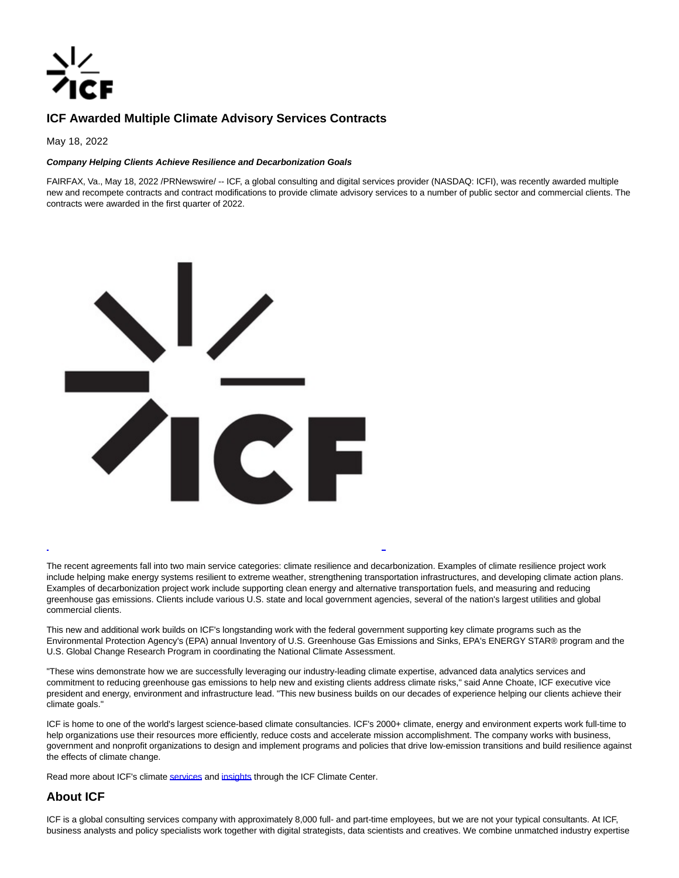# ICF Awarded Multiple Climate Advisory Services Contracts

May 18, 2022

***Company Helping Clients Achieve Resilience and Decarbonization Goals***

FAIRFAX, Va., May 18, 2022 /PRNewswire/ -- ICF, a global consulting and digital services provider (NASDAQ: ICFI), was recently awarded multiple new and recompete contracts and contract modifications to provide climate advisory services to a number of public sector and commercial clients. The contracts were awarded in the first quarter of 2022.

The recent agreements fall into two main service categories: climate resilience and decarbonization. Examples of climate resilience project work include helping make energy systems resilient to extreme weather, strengthening transportation infrastructures, and developing climate action plans. Examples of decarbonization project work include supporting clean energy and alternative transportation fuels, and measuring and reducing greenhouse gas emissions. Clients include various U.S. state and local government agencies, several of the nation's largest utilities and global commercial clients.

This new and additional work builds on ICF's longstanding work with the federal government supporting key climate programs such as the Environmental Protection Agency's (EPA) annual Inventory of U.S. Greenhouse Gas Emissions and Sinks, EPA's ENERGY STAR® program and the U.S. Global Change Research Program in coordinating the National Climate Assessment.

"These wins demonstrate how we are successfully leveraging our industry-leading climate expertise, advanced data analytics services and commitment to reducing greenhouse gas emissions to help new and existing clients address climate risks," said Anne Choate, ICF executive vice president and energy, environment and infrastructure lead. "This new business builds on our decades of experience helping our clients achieve their climate goals."

ICF is home to one of the world's largest science-based climate consultancies. ICF's 2000+ climate, energy and environment experts work full-time to help organizations use their resources more efficiently, reduce costs and accelerate mission accomplishment. The company works with business, government and nonprofit organizations to design and implement programs and policies that drive low-emission transitions and build resilience against the effects of climate change.

Read more about ICF's climate services and insights through the ICF Climate Center.

## About ICF

ICF is a global consulting services company with approximately 8,000 full- and part-time employees, but we are not your typical consultants. At ICF, business analysts and policy specialists work together with digital strategists, data scientists and creatives. We combine unmatched industry expertise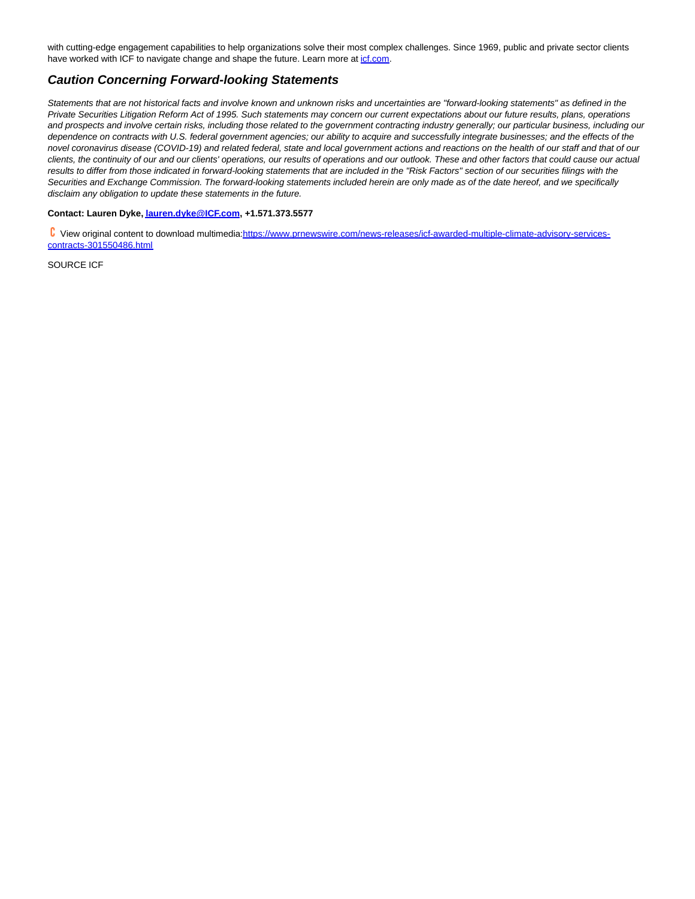with cutting-edge engagement capabilities to help organizations solve their most complex challenges. Since 1969, public and private sector clients have worked with ICF to navigate change and shape the future. Learn more at [icf.com](icf.com).

## *Caution Concerning Forward-looking Statements*

*Statements that are not historical facts and involve known and unknown risks and uncertainties are "forward-looking statements" as defined in the Private Securities Litigation Reform Act of 1995. Such statements may concern our current expectations about our future results, plans, operations and prospects and involve certain risks, including those related to the government contracting industry generally; our particular business, including our dependence on contracts with U.S. federal government agencies; our ability to acquire and successfully integrate businesses; and the effects of the novel coronavirus disease (COVID-19) and related federal, state and local government actions and reactions on the health of our staff and that of our clients, the continuity of our and our clients' operations, our results of operations and our outlook. These and other factors that could cause our actual results to differ from those indicated in forward-looking statements that are included in the "Risk Factors" section of our securities filings with the Securities and Exchange Commission. The forward-looking statements included herein are only made as of the date hereof, and we specifically disclaim any obligation to update these statements in the future.*

**Contact: Lauren Dyke, [lauren.dyke@ICF.com](mailto:lauren.dyke@ICF.com), +1.571.373.5577**

View original content to download multimedia:[https://www.prnewswire.com/news-releases/icf-awarded-multiple-climate-advisory-services-contracts-301550486.html](https://www.prnewswire.com/news-releases/icf-awarded-multiple-climate-advisory-services-contracts-301550486.html)

SOURCE ICF